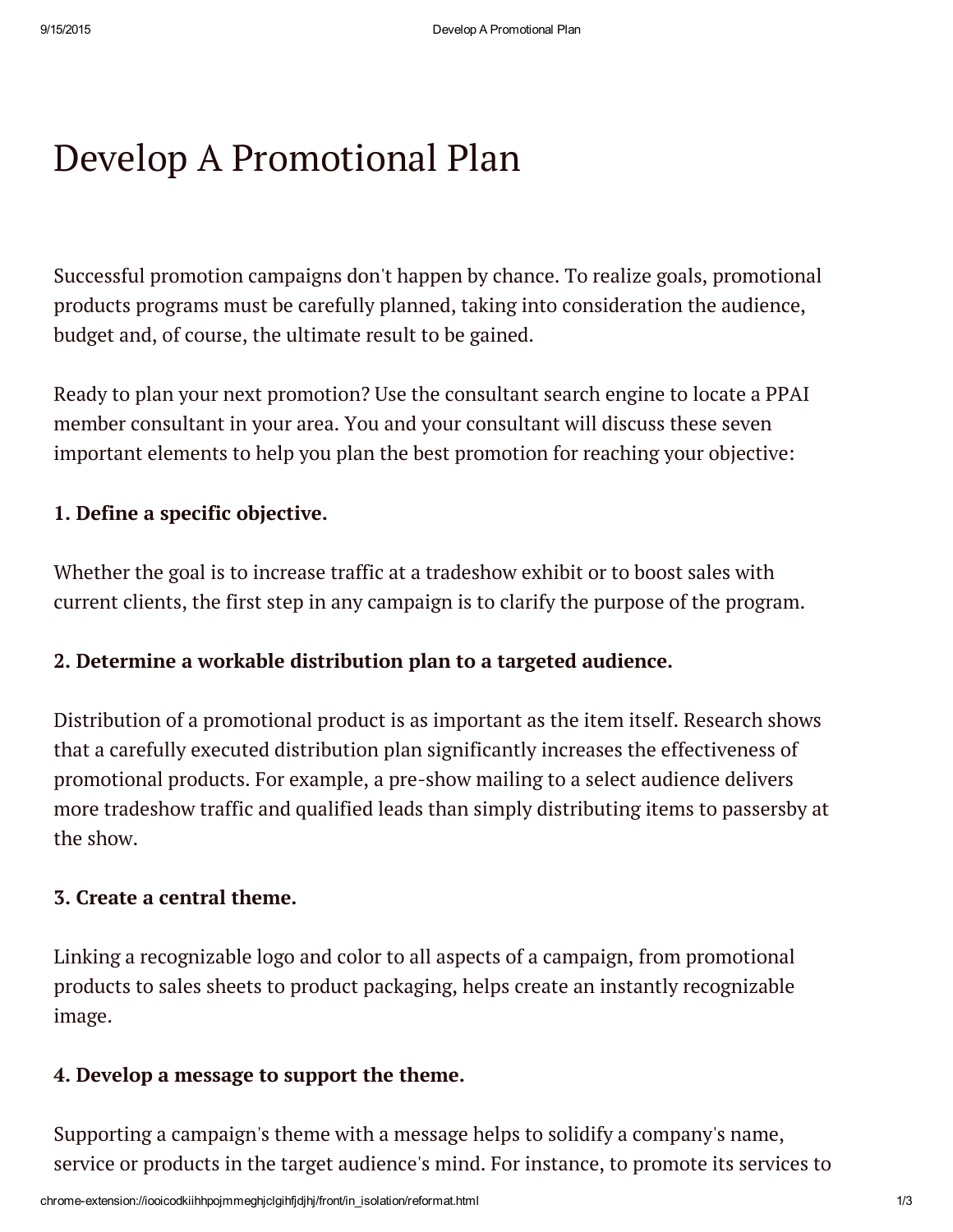# Develop A Promotional Plan

Successful promotion campaigns don't happen by chance. To realize goals, promotional products programs must be carefully planned, taking into consideration the audience, budget and, of course, the ultimate result to be gained.

Ready to plan your next promotion? Use the consultant search engine to locate a PPAI member consultant in your area. You and your consultant will discuss these seven important elements to help you plan the best promotion for reaching your objective:

**1. Define a specific objective.**

Whether the goal is to increase traffic at a tradeshow exhibit or to boost sales with current clients, the first step in any campaign is to clarify the purpose of the program.

**2. Determine a workable distribution plan to a targeted audience.**

Distribution of a promotional product is as important as the item itself. Research shows that a carefully executed distribution plan significantly increases the effectiveness of promotional products. For example, a pre-show mailing to a select audience delivers more tradeshow traffic and qualified leads than simply distributing items to passersby at the show.

**3. Create a central theme.**

Linking a recognizable logo and color to all aspects of a campaign, from promotional products to sales sheets to product packaging, helps create an instantly recognizable image.

**4. Develop a message to support the theme.**

Supporting a campaign's theme with a message helps to solidify a company's name, service or products in the target audience's mind. For instance, to promote its services to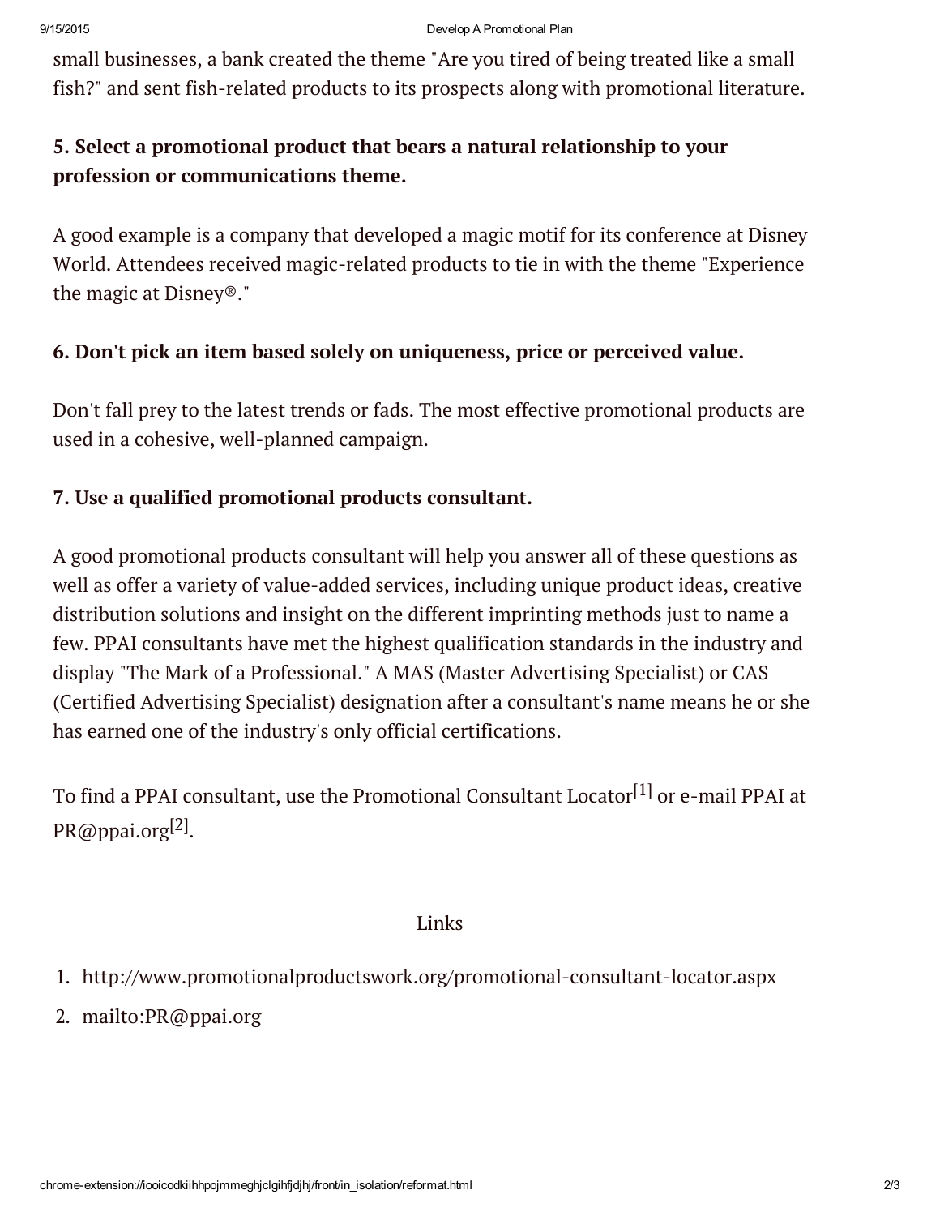small businesses, a bank created the theme "Are you tired of being treated like a small fish?" and sent fish-related products to its prospects along with promotional literature.

### 5. Select a promotional product that bears a natural relationship to your profession or communications theme.

A good example is a company that developed a magic motif for its conference at Disney World. Attendees received magic-related products to tie in with the theme "Experience the magic at Disney®."

### 6. Don't pick an item based solely on uniqueness, price or perceived value.

Don't fall prey to the latest trends or fads. The most effective promotional products are used in a cohesive, well-planned campaign.

### 7. Use a qualified promotional products consultant.

A good promotional products consultant will help you answer all of these questions as well as offer a variety of value-added services, including unique product ideas, creative distribution solutions and insight on the different imprinting methods just to name a few. PPAI consultants have met the highest qualification standards in the industry and display "The Mark of a Professional." A MAS (Master Advertising Specialist) or CAS (Certified Advertising Specialist) designation after a consultant's name means he or she has earned one of the industry's only official certifications.

To find a PPAI consultant, use the Promotional Consultant Locator[1] or e-mail PPAI at PR@ppai.org[2].

Links

1. http://www.promotionalproductswork.org/promotional-consultant-locator.aspx
2. mailto:PR@ppai.org